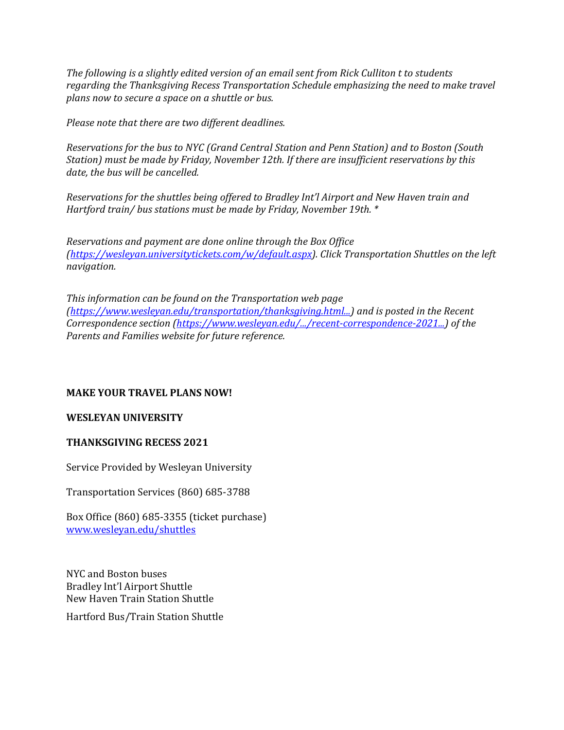*The following is a slightly edited version of an email sent from Rick Culliton t to students regarding the Thanksgiving Recess Transportation Schedule emphasizing the need to make travel plans now to secure a space on a shuttle or bus.*

*Please note that there are two different deadlines.*

*Reservations for the bus to NYC (Grand Central Station and Penn Station) and to Boston (South Station) must be made by Friday, November 12th. If there are insufficient reservations by this date, the bus will be cancelled.*

*Reservations for the shuttles being offered to Bradley Int'l Airport and New Haven train and Hartford train/ bus stations must be made by Friday, November 19th. **

*Reservations and payment are done online through the Box Office ([https://wesleyan.universitytickets.com/w/default.aspx](https://wesleyan.universitytickets.com/w/default.aspx)). Click Transportation Shuttles on the left navigation.*

*This information can be found on the Transportation web page ([https://www.wesleyan.edu/transportation/thanksgiving.html...](https://www.wesleyan.edu/transportation/thanksgiving.html...)) and is posted in the Recent Correspondence section ([https://www.wesleyan.edu/.../recent-correspondence-2021...](https://www.wesleyan.edu/.../recent-correspondence-2021...)) of the Parents and Families website for future reference.*

**MAKE YOUR TRAVEL PLANS NOW!**

**WESLEYAN UNIVERSITY**

**THANKSGIVING RECESS 2021**

Service Provided by Wesleyan University

Transportation Services (860) 685-3788

Box Office (860) 685-3355 (ticket purchase)
[www.wesleyan.edu/shuttles](http://www.wesleyan.edu/shuttles)

NYC and Boston buses
Bradley Int'l Airport Shuttle
New Haven Train Station Shuttle

Hartford Bus/Train Station Shuttle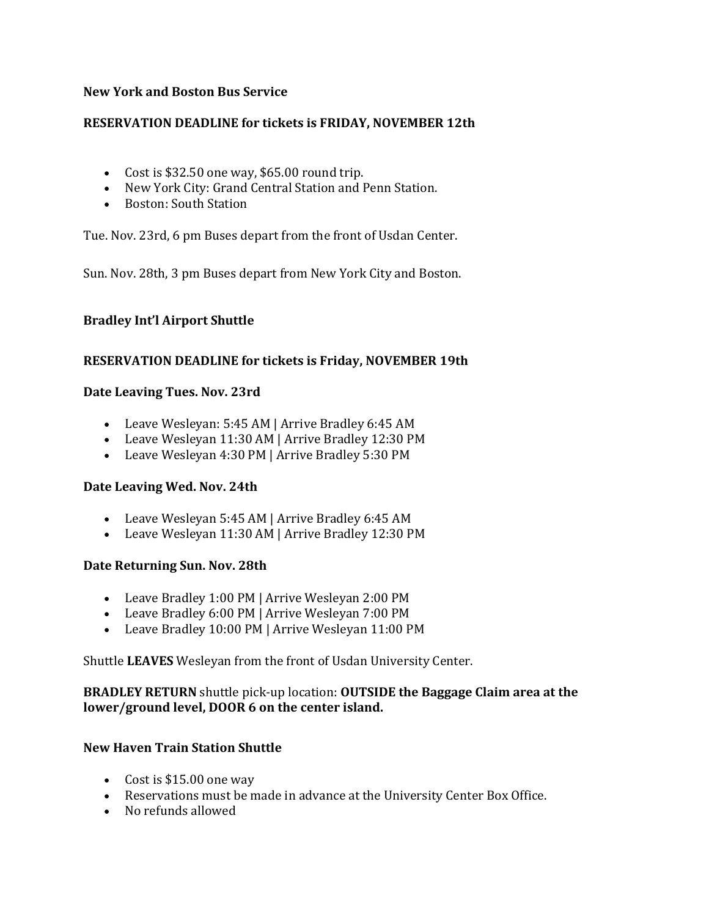**New York and Boston Bus Service**

**RESERVATION DEADLINE for tickets is FRIDAY, NOVEMBER 12th**

- Cost is $32.50 one way, $65.00 round trip.
- New York City: Grand Central Station and Penn Station.
- Boston: South Station

Tue. Nov. 23rd, 6 pm Buses depart from the front of Usdan Center.

Sun. Nov. 28th, 3 pm Buses depart from New York City and Boston.

**Bradley Int'l Airport Shuttle**

**RESERVATION DEADLINE for tickets is Friday, NOVEMBER 19th**

**Date Leaving Tues. Nov. 23rd**

- Leave Wesleyan: 5:45 AM | Arrive Bradley 6:45 AM
- Leave Wesleyan 11:30 AM | Arrive Bradley 12:30 PM
- Leave Wesleyan 4:30 PM | Arrive Bradley 5:30 PM

**Date Leaving Wed. Nov. 24th**

- Leave Wesleyan 5:45 AM | Arrive Bradley 6:45 AM
- Leave Wesleyan 11:30 AM | Arrive Bradley 12:30 PM

**Date Returning Sun. Nov. 28th**

- Leave Bradley 1:00 PM | Arrive Wesleyan 2:00 PM
- Leave Bradley 6:00 PM | Arrive Wesleyan 7:00 PM
- Leave Bradley 10:00 PM | Arrive Wesleyan 11:00 PM

Shuttle **LEAVES** Wesleyan from the front of Usdan University Center.

**BRADLEY RETURN** shuttle pick-up location: **OUTSIDE the Baggage Claim area at the lower/ground level, DOOR 6 on the center island.**

**New Haven Train Station Shuttle**

- Cost is $15.00 one way
- Reservations must be made in advance at the University Center Box Office.
- No refunds allowed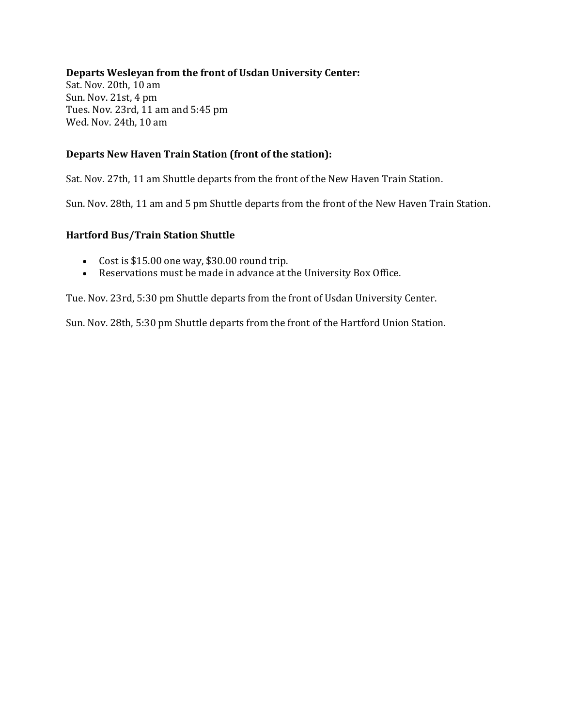**Departs Wesleyan from the front of Usdan University Center:**
Sat. Nov. 20th, 10 am
Sun. Nov. 21st, 4 pm
Tues. Nov. 23rd, 11 am and 5:45 pm
Wed. Nov. 24th, 10 am

**Departs New Haven Train Station (front of the station):**

Sat. Nov. 27th, 11 am Shuttle departs from the front of the New Haven Train Station.

Sun. Nov. 28th, 11 am and 5 pm Shuttle departs from the front of the New Haven Train Station.

**Hartford Bus/Train Station Shuttle**

- Cost is $15.00 one way, $30.00 round trip.
- Reservations must be made in advance at the University Box Office.

Tue. Nov. 23rd, 5:30 pm Shuttle departs from the front of Usdan University Center.

Sun. Nov. 28th, 5:30 pm Shuttle departs from the front of the Hartford Union Station.